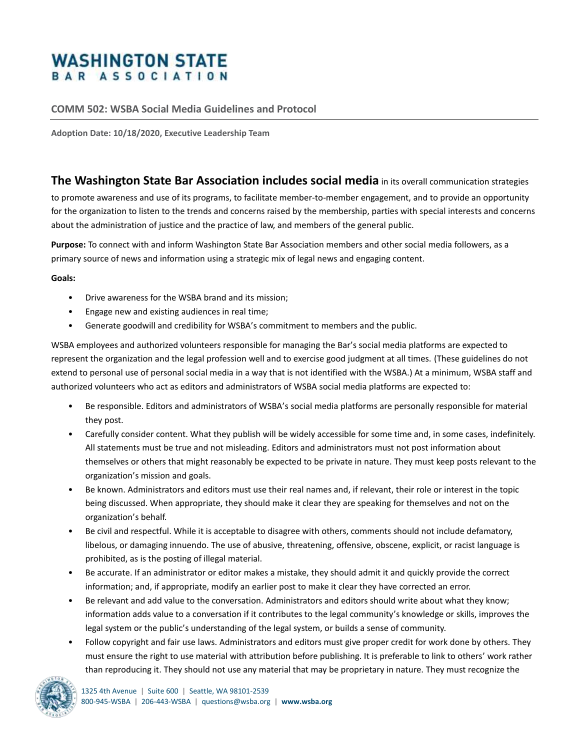# WASHINGTON STATE BAR ASSOCIATION

## COMM 502: WSBA Social Media Guidelines and Protocol

**Adoption Date: 10/18/2020, Executive Leadership Team**

**The Washington State Bar Association includes social media** in its overall communication strategies to promote awareness and use of its programs, to facilitate member-to-member engagement, and to provide an opportunity for the organization to listen to the trends and concerns raised by the membership, parties with special interests and concerns about the administration of justice and the practice of law, and members of the general public.

**Purpose:** To connect with and inform Washington State Bar Association members and other social media followers, as a primary source of news and information using a strategic mix of legal news and engaging content.

**Goals:**

- Drive awareness for the WSBA brand and its mission;
- Engage new and existing audiences in real time;
- Generate goodwill and credibility for WSBA's commitment to members and the public.

WSBA employees and authorized volunteers responsible for managing the Bar's social media platforms are expected to represent the organization and the legal profession well and to exercise good judgment at all times. (These guidelines do not extend to personal use of personal social media in a way that is not identified with the WSBA.) At a minimum, WSBA staff and authorized volunteers who act as editors and administrators of WSBA social media platforms are expected to:

- Be responsible. Editors and administrators of WSBA's social media platforms are personally responsible for material they post.
- Carefully consider content. What they publish will be widely accessible for some time and, in some cases, indefinitely. All statements must be true and not misleading. Editors and administrators must not post information about themselves or others that might reasonably be expected to be private in nature. They must keep posts relevant to the organization's mission and goals.
- Be known. Administrators and editors must use their real names and, if relevant, their role or interest in the topic being discussed. When appropriate, they should make it clear they are speaking for themselves and not on the organization's behalf.
- Be civil and respectful. While it is acceptable to disagree with others, comments should not include defamatory, libelous, or damaging innuendo. The use of abusive, threatening, offensive, obscene, explicit, or racist language is prohibited, as is the posting of illegal material.
- Be accurate. If an administrator or editor makes a mistake, they should admit it and quickly provide the correct information; and, if appropriate, modify an earlier post to make it clear they have corrected an error.
- Be relevant and add value to the conversation. Administrators and editors should write about what they know; information adds value to a conversation if it contributes to the legal community's knowledge or skills, improves the legal system or the public's understanding of the legal system, or builds a sense of community.
- Follow copyright and fair use laws. Administrators and editors must give proper credit for work done by others. They must ensure the right to use material with attribution before publishing. It is preferable to link to others' work rather than reproducing it. They should not use any material that may be proprietary in nature. They must recognize the

1325 4th Avenue | Suite 600 | Seattle, WA 98101-2539
800-945-WSBA | 206-443-WSBA | questions@wsba.org | **www.wsba.org**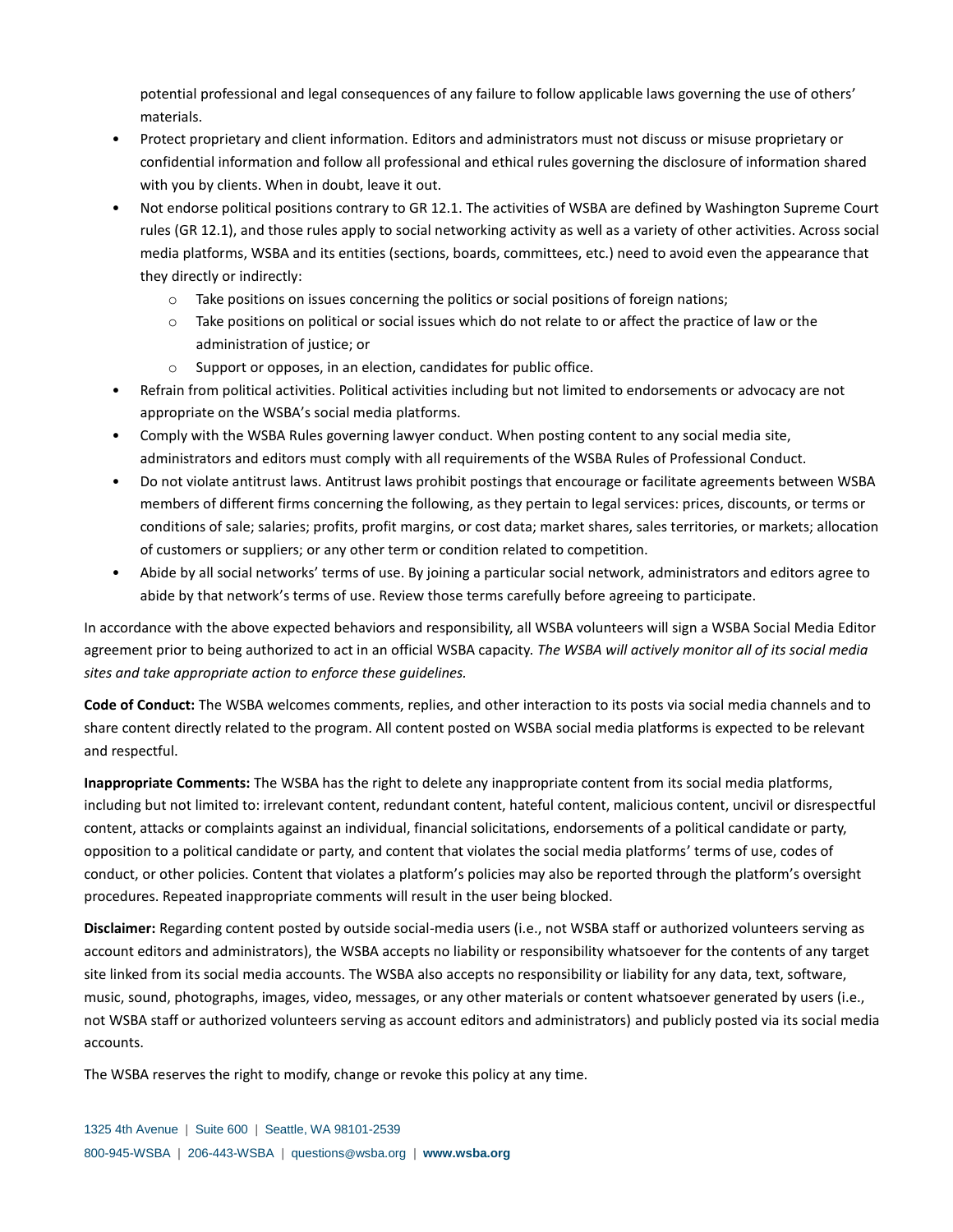potential professional and legal consequences of any failure to follow applicable laws governing the use of others' materials.

- Protect proprietary and client information. Editors and administrators must not discuss or misuse proprietary or confidential information and follow all professional and ethical rules governing the disclosure of information shared with you by clients. When in doubt, leave it out.
- Not endorse political positions contrary to GR 12.1. The activities of WSBA are defined by Washington Supreme Court rules (GR 12.1), and those rules apply to social networking activity as well as a variety of other activities. Across social media platforms, WSBA and its entities (sections, boards, committees, etc.) need to avoid even the appearance that they directly or indirectly:
  - Take positions on issues concerning the politics or social positions of foreign nations;
  - Take positions on political or social issues which do not relate to or affect the practice of law or the administration of justice; or
  - Support or opposes, in an election, candidates for public office.
- Refrain from political activities. Political activities including but not limited to endorsements or advocacy are not appropriate on the WSBA's social media platforms.
- Comply with the WSBA Rules governing lawyer conduct. When posting content to any social media site, administrators and editors must comply with all requirements of the WSBA Rules of Professional Conduct.
- Do not violate antitrust laws. Antitrust laws prohibit postings that encourage or facilitate agreements between WSBA members of different firms concerning the following, as they pertain to legal services: prices, discounts, or terms or conditions of sale; salaries; profits, profit margins, or cost data; market shares, sales territories, or markets; allocation of customers or suppliers; or any other term or condition related to competition.
- Abide by all social networks' terms of use. By joining a particular social network, administrators and editors agree to abide by that network's terms of use. Review those terms carefully before agreeing to participate.

In accordance with the above expected behaviors and responsibility, all WSBA volunteers will sign a WSBA Social Media Editor agreement prior to being authorized to act in an official WSBA capacity. *The WSBA will actively monitor all of its social media sites and take appropriate action to enforce these guidelines.*

**Code of Conduct:** The WSBA welcomes comments, replies, and other interaction to its posts via social media channels and to share content directly related to the program. All content posted on WSBA social media platforms is expected to be relevant and respectful.

**Inappropriate Comments:** The WSBA has the right to delete any inappropriate content from its social media platforms, including but not limited to: irrelevant content, redundant content, hateful content, malicious content, uncivil or disrespectful content, attacks or complaints against an individual, financial solicitations, endorsements of a political candidate or party, opposition to a political candidate or party, and content that violates the social media platforms' terms of use, codes of conduct, or other policies. Content that violates a platform's policies may also be reported through the platform's oversight procedures. Repeated inappropriate comments will result in the user being blocked.

**Disclaimer:** Regarding content posted by outside social-media users (i.e., not WSBA staff or authorized volunteers serving as account editors and administrators), the WSBA accepts no liability or responsibility whatsoever for the contents of any target site linked from its social media accounts. The WSBA also accepts no responsibility or liability for any data, text, software, music, sound, photographs, images, video, messages, or any other materials or content whatsoever generated by users (i.e., not WSBA staff or authorized volunteers serving as account editors and administrators) and publicly posted via its social media accounts.

The WSBA reserves the right to modify, change or revoke this policy at any time.

1325 4th Avenue | Suite 600 | Seattle, WA 98101-2539
800-945-WSBA | 206-443-WSBA | questions@wsba.org | **www.wsba.org**